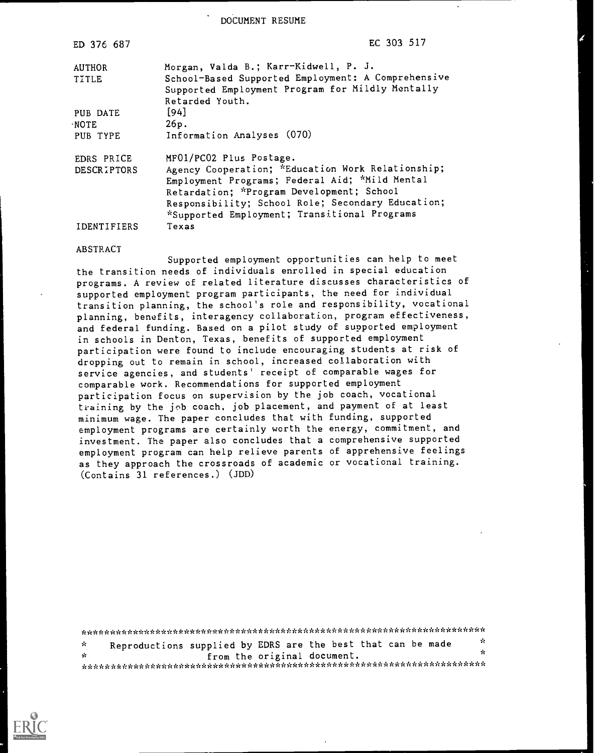DOCUMENT RESUME

| | |
|---|---|
| ED 376 687 | EC 303 517 |
| AUTHOR | Morgan, Valda B.; Karr-Kidwell, P. J. |
| TITLE | School-Based Supported Employment: A Comprehensive Supported Employment Program for Mildly Mentally Retarded Youth. |
| PUB DATE | [94] |
| NOTE | 26p. |
| PUB TYPE | Information Analyses (070) |
| EDRS PRICE | MF01/PC02 Plus Postage. |
| DESCRIPTORS | Agency Cooperation; *Education Work Relationship; Employment Programs; Federal Aid; *Mild Mental Retardation; *Program Development; School Responsibility; School Role; Secondary Education; *Supported Employment; Transitional Programs |
| IDENTIFIERS | Texas |

ABSTRACT

Supported employment opportunities can help to meet the transition needs of individuals enrolled in special education programs. A review of related literature discusses characteristics of supported employment program participants, the need for individual transition planning, the school's role and responsibility, vocational planning, benefits, interagency collaboration, program effectiveness, and federal funding. Based on a pilot study of supported employment in schools in Denton, Texas, benefits of supported employment participation were found to include encouraging students at risk of dropping out to remain in school, increased collaboration with service agencies, and students' receipt of comparable wages for comparable work. Recommendations for supported employment participation focus on supervision by the job coach, vocational training by the job coach, job placement, and payment of at least minimum wage. The paper concludes that with funding, supported employment programs are certainly worth the energy, commitment, and investment. The paper also concludes that a comprehensive supported employment program can help relieve parents of apprehensive feelings as they approach the crossroads of academic or vocational training. (Contains 31 references.) (JDD)

Reproductions supplied by EDRS are the best that can be made from the original document.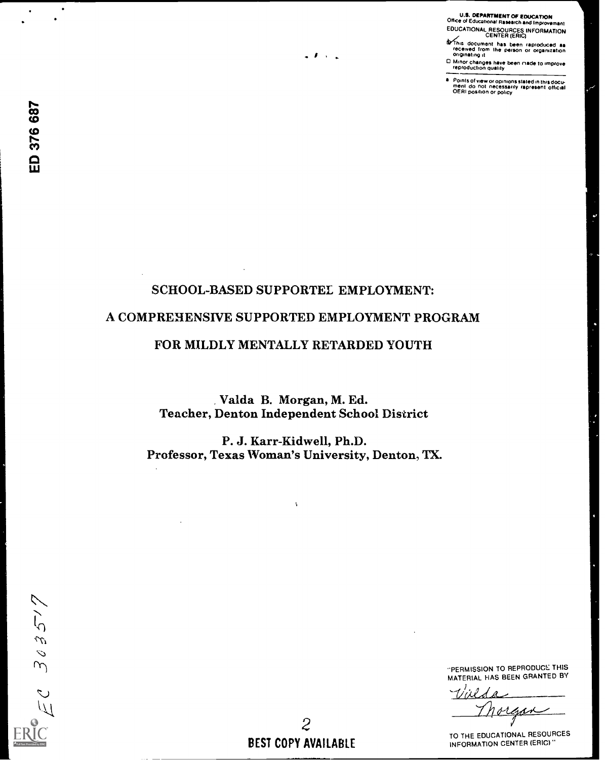U.S. DEPARTMENT OF EDUCATION
Office of Educational Research and Improvement
EDUCATIONAL RESOURCES INFORMATION CENTER (ERIC)

This document has been reproduced as received from the person or organization originating it

Minor changes have been made to improve reproduction quality

Points of view or opinions stated in this document do not necessarily represent official OERI position or policy

ED 376 687

# SCHOOL-BASED SUPPORTED EMPLOYMENT: A COMPREHENSIVE SUPPORTED EMPLOYMENT PROGRAM FOR MILDLY MENTALLY RETARDED YOUTH

Valda B. Morgan, M. Ed.
Teacher, Denton Independent School District

P. J. Karr-Kidwell, Ph.D.
Professor, Texas Woman's University, Denton, TX.

EC 303517

"PERMISSION TO REPRODUCE THIS MATERIAL HAS BEEN GRANTED BY

Valda Morgan

TO THE EDUCATIONAL RESOURCES INFORMATION CENTER (ERIC)"

BEST COPY AVAILABLE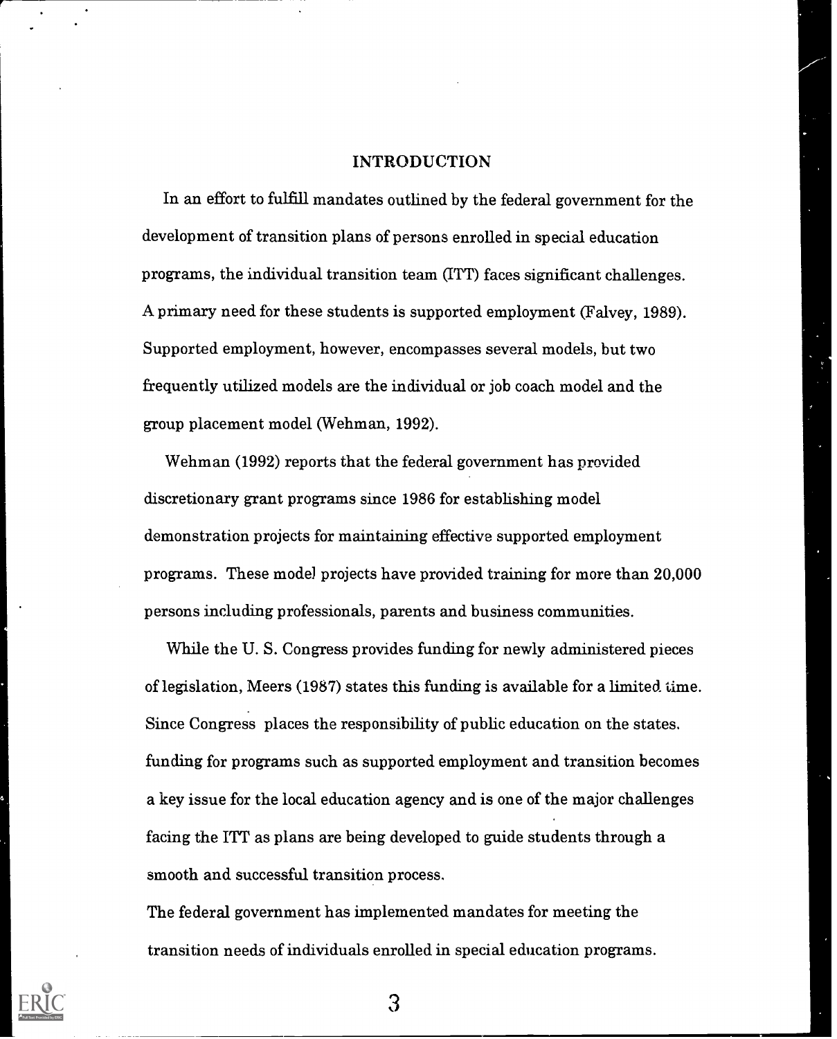# INTRODUCTION

In an effort to fulfill mandates outlined by the federal government for the development of transition plans of persons enrolled in special education programs, the individual transition team (ITT) faces significant challenges. A primary need for these students is supported employment (Falvey, 1989). Supported employment, however, encompasses several models, but two frequently utilized models are the individual or job coach model and the group placement model (Wehman, 1992).

Wehman (1992) reports that the federal government has provided discretionary grant programs since 1986 for establishing model demonstration projects for maintaining effective supported employment programs. These model projects have provided training for more than 20,000 persons including professionals, parents and business communities.

While the U. S. Congress provides funding for newly administered pieces of legislation, Meers (1987) states this funding is available for a limited time. Since Congress places the responsibility of public education on the states. funding for programs such as supported employment and transition becomes a key issue for the local education agency and is one of the major challenges facing the ITT as plans are being developed to guide students through a smooth and successful transition process.

The federal government has implemented mandates for meeting the transition needs of individuals enrolled in special education programs.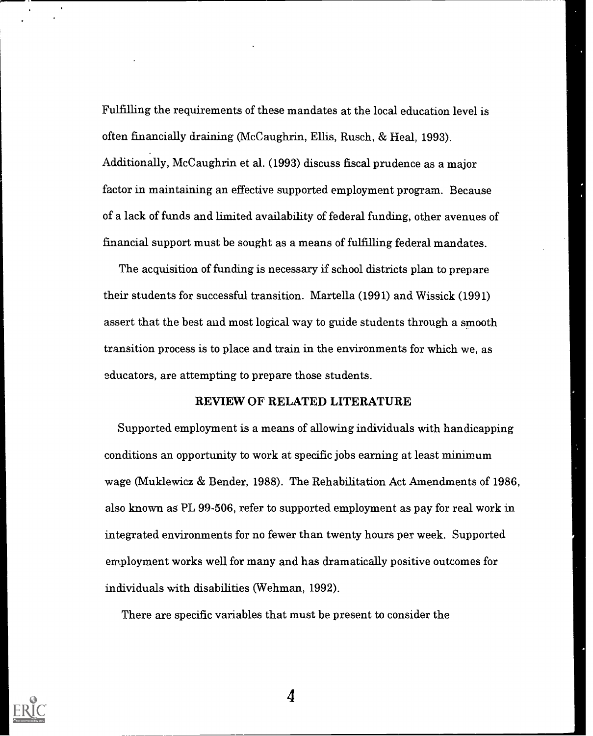Fulfilling the requirements of these mandates at the local education level is often financially draining (McCaughrin, Ellis, Rusch, & Heal, 1993). Additionally, McCaughrin et al. (1993) discuss fiscal prudence as a major factor in maintaining an effective supported employment program. Because of a lack of funds and limited availability of federal funding, other avenues of financial support must be sought as a means of fulfilling federal mandates.

The acquisition of funding is necessary if school districts plan to prepare their students for successful transition. Martella (1991) and Wissick (1991) assert that the best and most logical way to guide students through a smooth transition process is to place and train in the environments for which we, as educators, are attempting to prepare those students.

## REVIEW OF RELATED LITERATURE

Supported employment is a means of allowing individuals with handicapping conditions an opportunity to work at specific jobs earning at least minimum wage (Muklewicz & Bender, 1988). The Rehabilitation Act Amendments of 1986, also known as PL 99-506, refer to supported employment as pay for real work in integrated environments for no fewer than twenty hours per week. Supported employment works well for many and has dramatically positive outcomes for individuals with disabilities (Wehman, 1992).

There are specific variables that must be present to consider the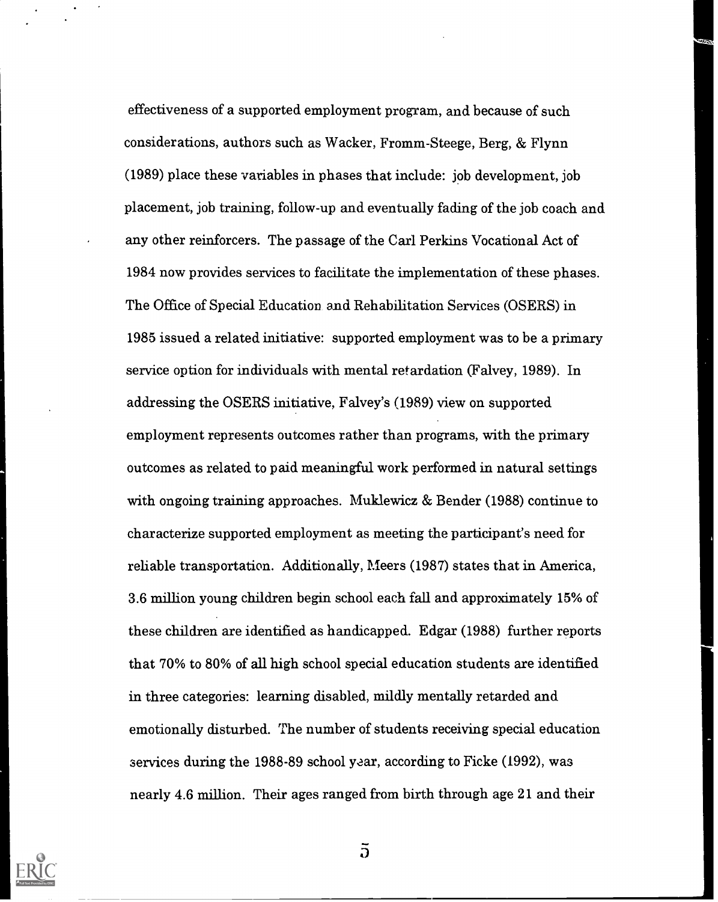effectiveness of a supported employment program, and because of such considerations, authors such as Wacker, Fromm-Steege, Berg, & Flynn (1989) place these variables in phases that include: job development, job placement, job training, follow-up and eventually fading of the job coach and any other reinforcers. The passage of the Carl Perkins Vocational Act of 1984 now provides services to facilitate the implementation of these phases. The Office of Special Education and Rehabilitation Services (OSERS) in 1985 issued a related initiative: supported employment was to be a primary service option for individuals with mental retardation (Falvey, 1989). In addressing the OSERS initiative, Falvey's (1989) view on supported employment represents outcomes rather than programs, with the primary outcomes as related to paid meaningful work performed in natural settings with ongoing training approaches. Muklewicz & Bender (1988) continue to characterize supported employment as meeting the participant's need for reliable transportation. Additionally, Meers (1987) states that in America, 3.6 million young children begin school each fall and approximately 15% of these children are identified as handicapped. Edgar (1988) further reports that 70% to 80% of all high school special education students are identified in three categories: learning disabled, mildly mentally retarded and emotionally disturbed. The number of students receiving special education services during the 1988-89 school year, according to Ficke (1992), was nearly 4.6 million. Their ages ranged from birth through age 21 and their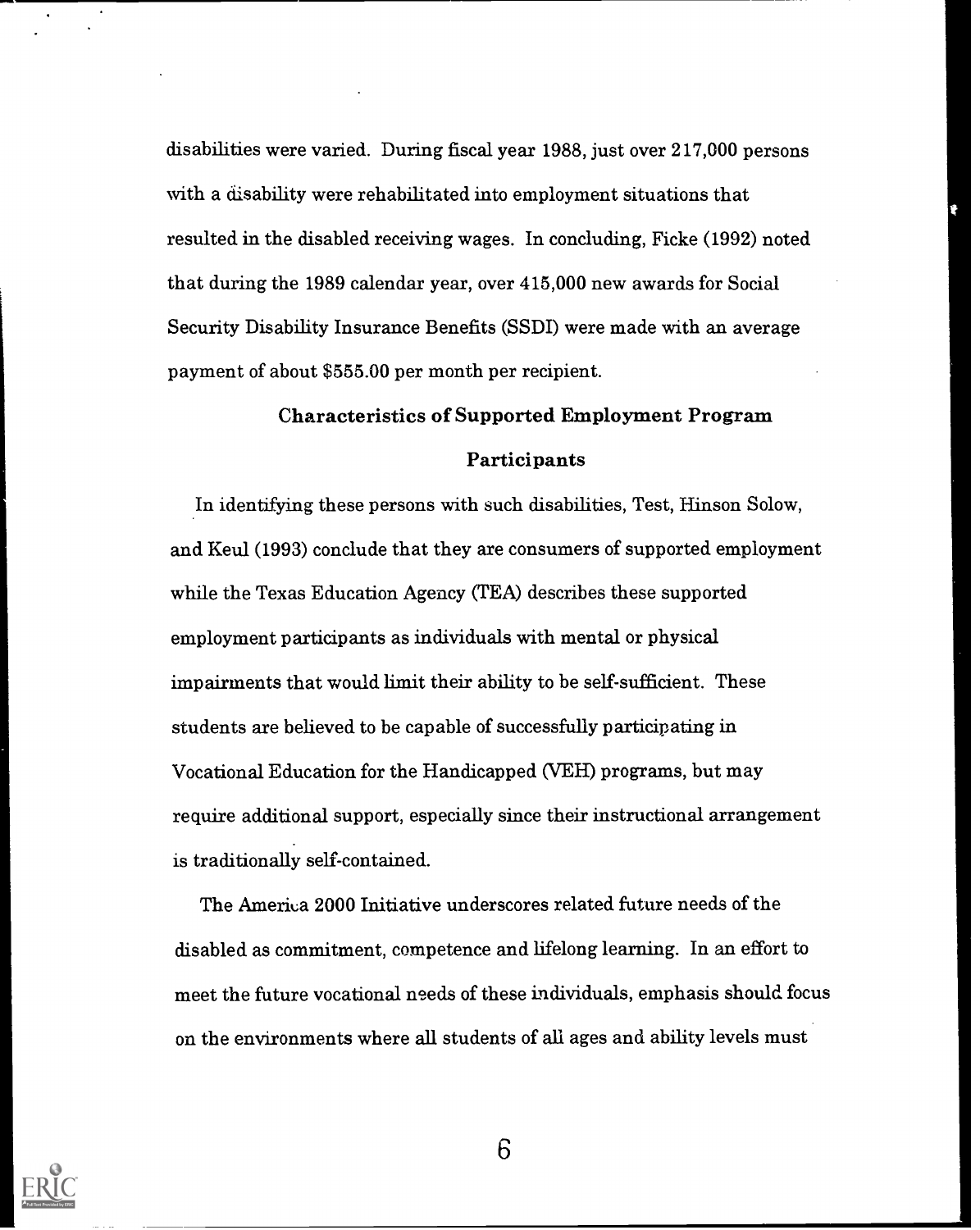disabilities were varied. During fiscal year 1988, just over 217,000 persons with a disability were rehabilitated into employment situations that resulted in the disabled receiving wages. In concluding, Ficke (1992) noted that during the 1989 calendar year, over 415,000 new awards for Social Security Disability Insurance Benefits (SSDI) were made with an average payment of about $555.00 per month per recipient.

## Characteristics of Supported Employment Program Participants

In identifying these persons with such disabilities, Test, Hinson Solow, and Keul (1993) conclude that they are consumers of supported employment while the Texas Education Agency (TEA) describes these supported employment participants as individuals with mental or physical impairments that would limit their ability to be self-sufficient. These students are believed to be capable of successfully participating in Vocational Education for the Handicapped (VEH) programs, but may require additional support, especially since their instructional arrangement is traditionally self-contained.

The America 2000 Initiative underscores related future needs of the disabled as commitment, competence and lifelong learning. In an effort to meet the future vocational needs of these individuals, emphasis should focus on the environments where all students of all ages and ability levels must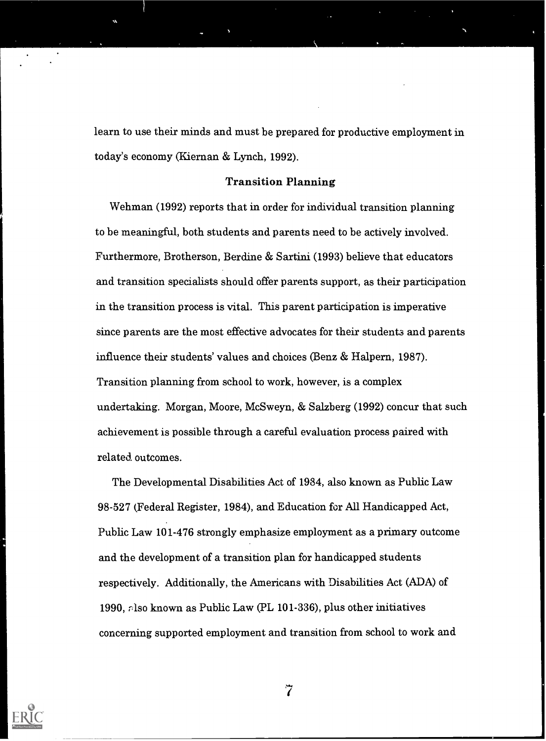learn to use their minds and must be prepared for productive employment in today's economy (Kiernan & Lynch, 1992).

### Transition Planning

Wehman (1992) reports that in order for individual transition planning to be meaningful, both students and parents need to be actively involved. Furthermore, Brotherson, Berdine & Sartini (1993) believe that educators and transition specialists should offer parents support, as their participation in the transition process is vital. This parent participation is imperative since parents are the most effective advocates for their students and parents influence their students' values and choices (Benz & Halpern, 1987). Transition planning from school to work, however, is a complex undertaking. Morgan, Moore, McSweyn, & Salzberg (1992) concur that such achievement is possible through a careful evaluation process paired with related outcomes.

The Developmental Disabilities Act of 1984, also known as Public Law 98-527 (Federal Register, 1984), and Education for All Handicapped Act, Public Law 101-476 strongly emphasize employment as a primary outcome and the development of a transition plan for handicapped students respectively. Additionally, the Americans with Disabilities Act (ADA) of 1990, also known as Public Law (PL 101-336), plus other initiatives concerning supported employment and transition from school to work and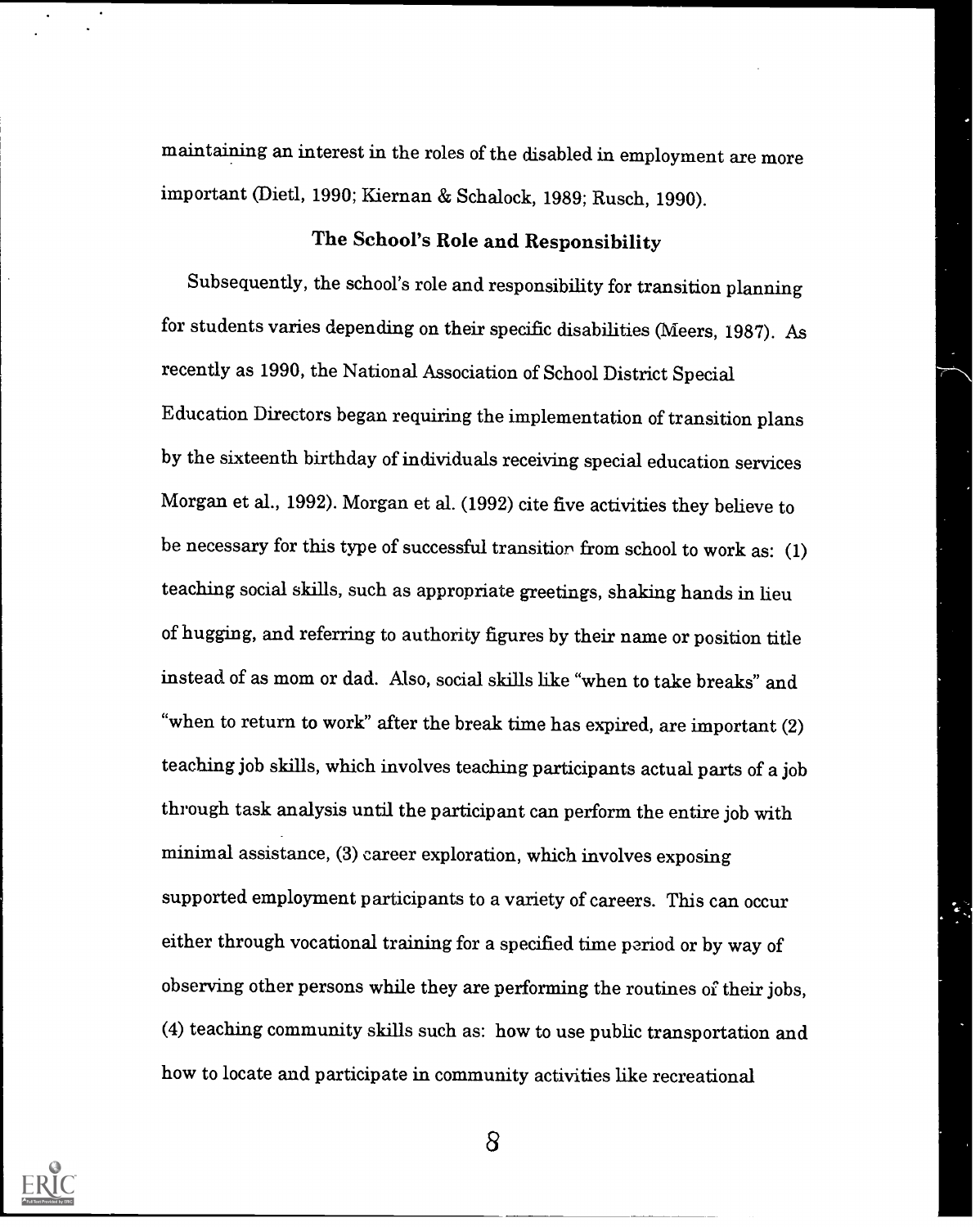maintaining an interest in the roles of the disabled in employment are more important (Dietl, 1990; Kiernan & Schalock, 1989; Rusch, 1990).

## The School's Role and Responsibility

Subsequently, the school's role and responsibility for transition planning for students varies depending on their specific disabilities (Meers, 1987). As recently as 1990, the National Association of School District Special Education Directors began requiring the implementation of transition plans by the sixteenth birthday of individuals receiving special education services Morgan et al., 1992). Morgan et al. (1992) cite five activities they believe to be necessary for this type of successful transition from school to work as: (1) teaching social skills, such as appropriate greetings, shaking hands in lieu of hugging, and referring to authority figures by their name or position title instead of as mom or dad. Also, social skills like "when to take breaks" and "when to return to work" after the break time has expired, are important (2) teaching job skills, which involves teaching participants actual parts of a job through task analysis until the participant can perform the entire job with minimal assistance, (3) career exploration, which involves exposing supported employment participants to a variety of careers. This can occur either through vocational training for a specified time period or by way of observing other persons while they are performing the routines of their jobs, (4) teaching community skills such as: how to use public transportation and how to locate and participate in community activities like recreational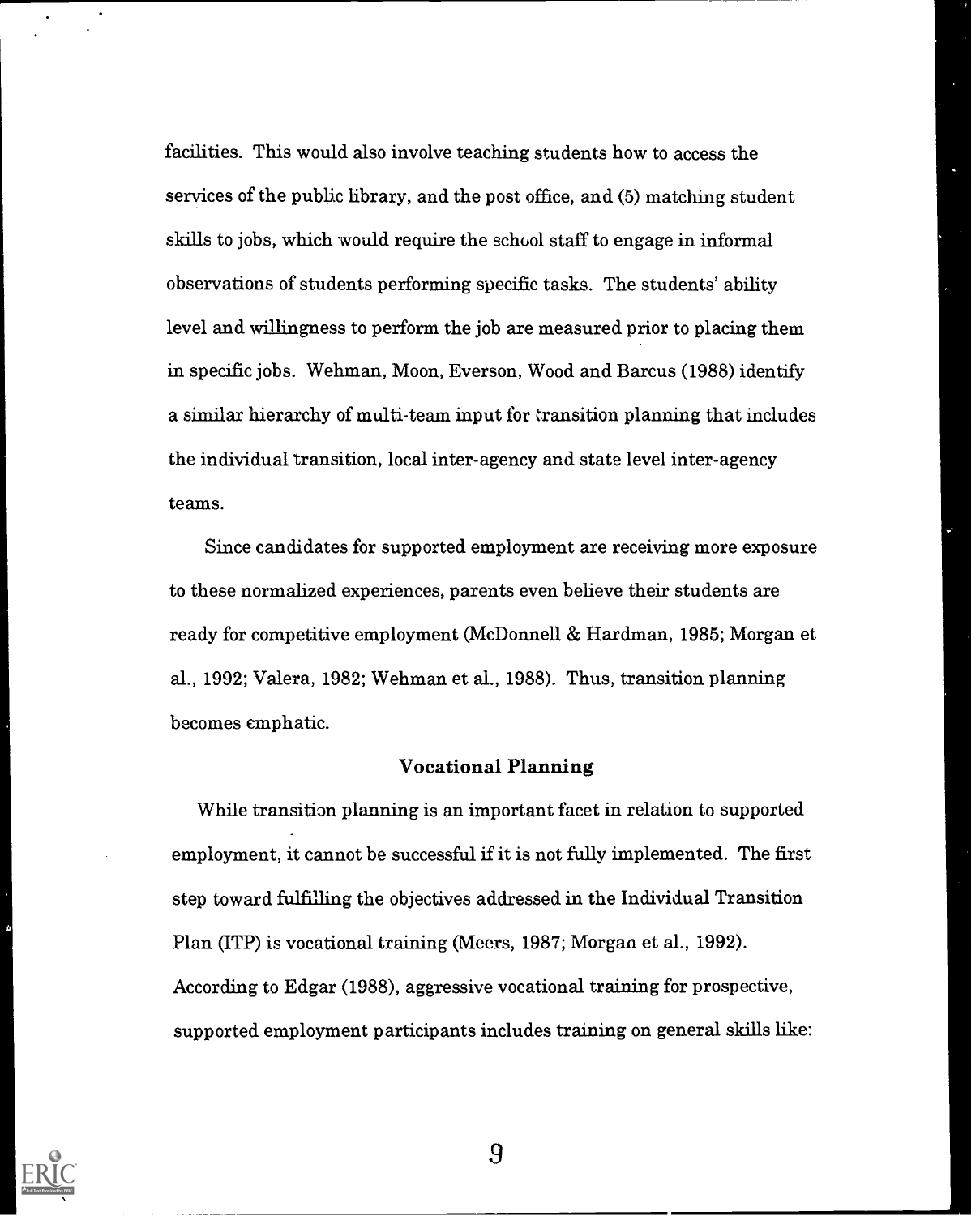facilities. This would also involve teaching students how to access the services of the public library, and the post office, and (5) matching student skills to jobs, which would require the school staff to engage in informal observations of students performing specific tasks. The students' ability level and willingness to perform the job are measured prior to placing them in specific jobs. Wehman, Moon, Everson, Wood and Barcus (1988) identify a similar hierarchy of multi-team input for transition planning that includes the individual transition, local inter-agency and state level inter-agency teams.

Since candidates for supported employment are receiving more exposure to these normalized experiences, parents even believe their students are ready for competitive employment (McDonnell & Hardman, 1985; Morgan et al., 1992; Valera, 1982; Wehman et al., 1988). Thus, transition planning becomes emphatic.

## Vocational Planning

While transition planning is an important facet in relation to supported employment, it cannot be successful if it is not fully implemented. The first step toward fulfilling the objectives addressed in the Individual Transition Plan (ITP) is vocational training (Meers, 1987; Morgan et al., 1992). According to Edgar (1988), aggressive vocational training for prospective, supported employment participants includes training on general skills like: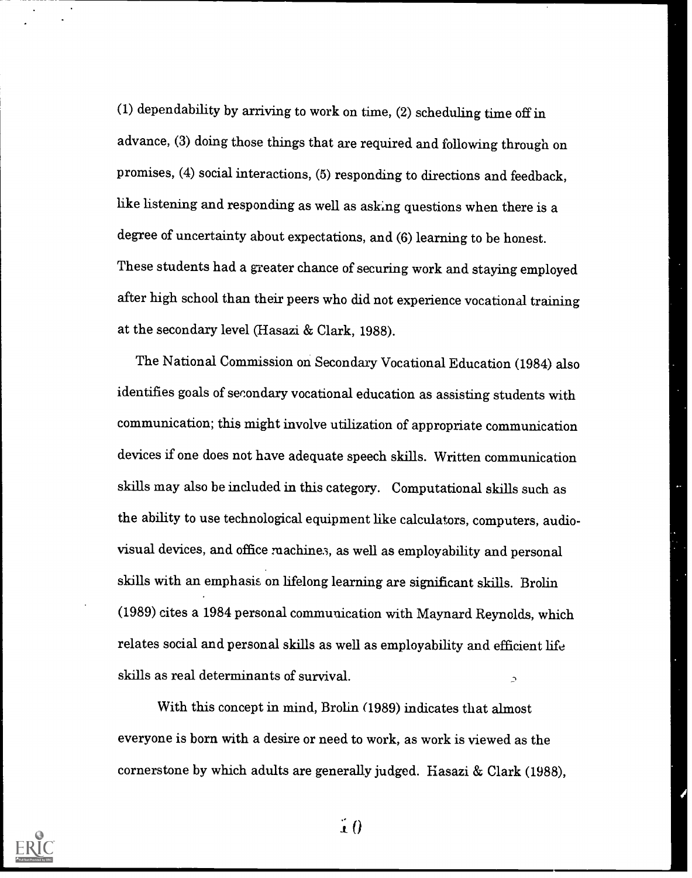(1) dependability by arriving to work on time, (2) scheduling time off in advance, (3) doing those things that are required and following through on promises, (4) social interactions, (5) responding to directions and feedback, like listening and responding as well as asking questions when there is a degree of uncertainty about expectations, and (6) learning to be honest. These students had a greater chance of securing work and staying employed after high school than their peers who did not experience vocational training at the secondary level (Hasazi & Clark, 1988).

The National Commission on Secondary Vocational Education (1984) also identifies goals of secondary vocational education as assisting students with communication; this might involve utilization of appropriate communication devices if one does not have adequate speech skills. Written communication skills may also be included in this category. Computational skills such as the ability to use technological equipment like calculators, computers, audio-visual devices, and office machines, as well as employability and personal skills with an emphasis on lifelong learning are significant skills. Brolin (1989) cites a 1984 personal communication with Maynard Reynolds, which relates social and personal skills as well as employability and efficient life skills as real determinants of survival.

With this concept in mind, Brolin (1989) indicates that almost everyone is born with a desire or need to work, as work is viewed as the cornerstone by which adults are generally judged. Hasazi & Clark (1988),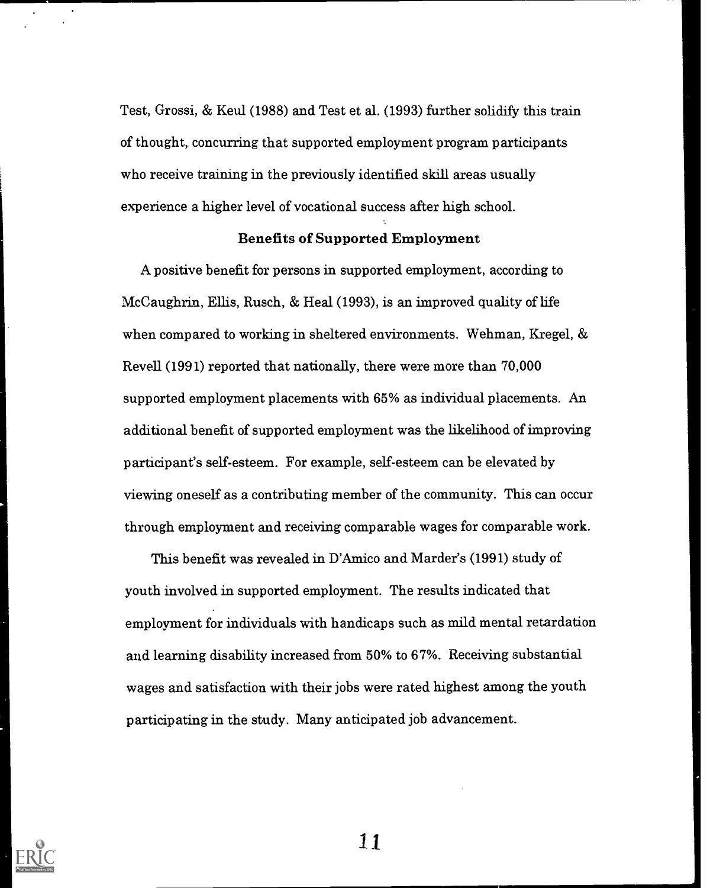Test, Grossi, & Keul (1988) and Test et al. (1993) further solidify this train of thought, concurring that supported employment program participants who receive training in the previously identified skill areas usually experience a higher level of vocational success after high school.

### Benefits of Supported Employment

A positive benefit for persons in supported employment, according to McCaughrin, Ellis, Rusch, & Heal (1993), is an improved quality of life when compared to working in sheltered environments. Wehman, Kregel, & Revell (1991) reported that nationally, there were more than 70,000 supported employment placements with 65% as individual placements. An additional benefit of supported employment was the likelihood of improving participant's self-esteem. For example, self-esteem can be elevated by viewing oneself as a contributing member of the community. This can occur through employment and receiving comparable wages for comparable work.

This benefit was revealed in D'Amico and Marder's (1991) study of youth involved in supported employment. The results indicated that employment for individuals with handicaps such as mild mental retardation and learning disability increased from 50% to 67%. Receiving substantial wages and satisfaction with their jobs were rated highest among the youth participating in the study. Many anticipated job advancement.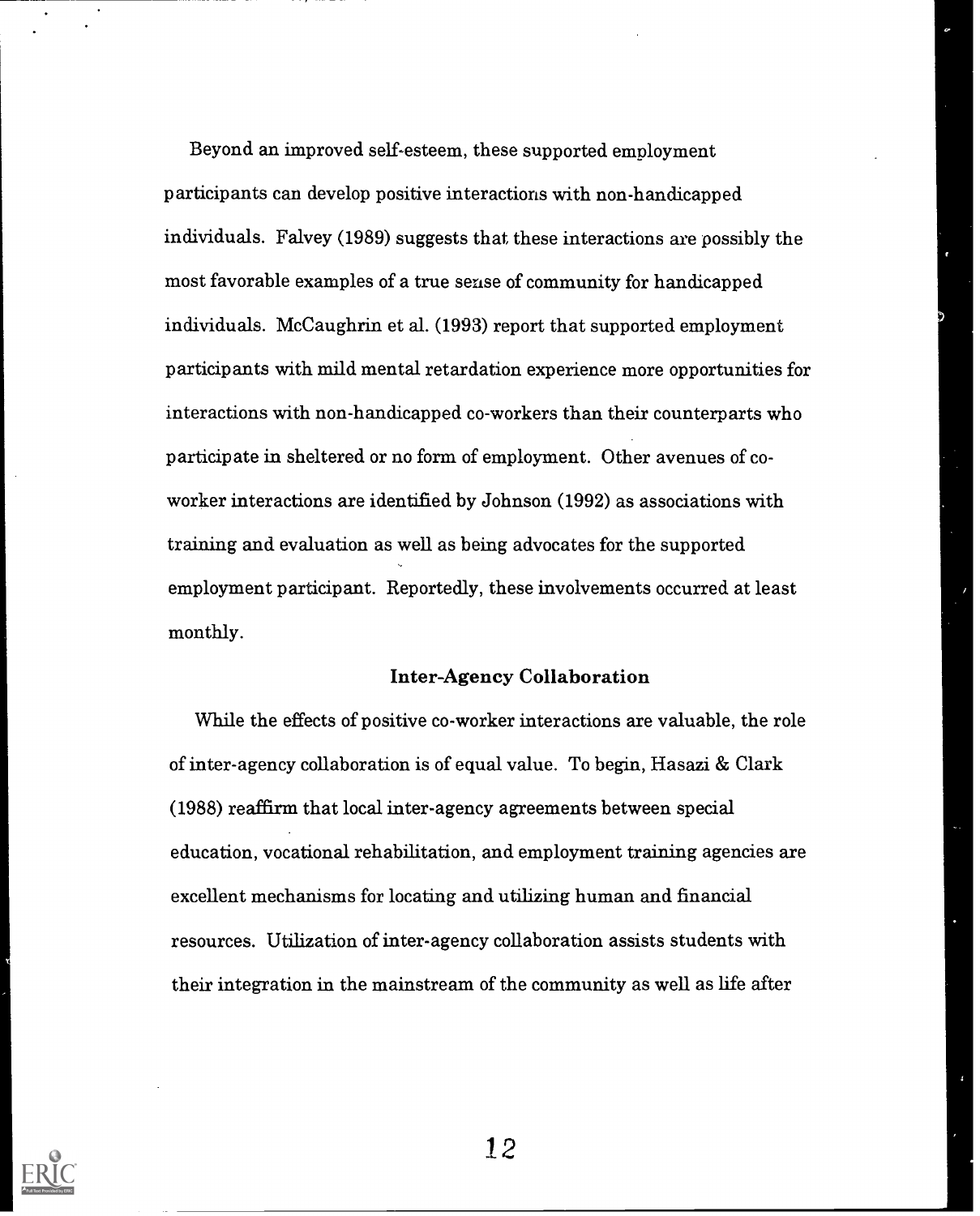Beyond an improved self-esteem, these supported employment participants can develop positive interactions with non-handicapped individuals. Falvey (1989) suggests that these interactions are possibly the most favorable examples of a true sense of community for handicapped individuals. McCaughrin et al. (1993) report that supported employment participants with mild mental retardation experience more opportunities for interactions with non-handicapped co-workers than their counterparts who participate in sheltered or no form of employment. Other avenues of co-worker interactions are identified by Johnson (1992) as associations with training and evaluation as well as being advocates for the supported employment participant. Reportedly, these involvements occurred at least monthly.

## Inter-Agency Collaboration

While the effects of positive co-worker interactions are valuable, the role of inter-agency collaboration is of equal value. To begin, Hasazi & Clark (1988) reaffirm that local inter-agency agreements between special education, vocational rehabilitation, and employment training agencies are excellent mechanisms for locating and utilizing human and financial resources. Utilization of inter-agency collaboration assists students with their integration in the mainstream of the community as well as life after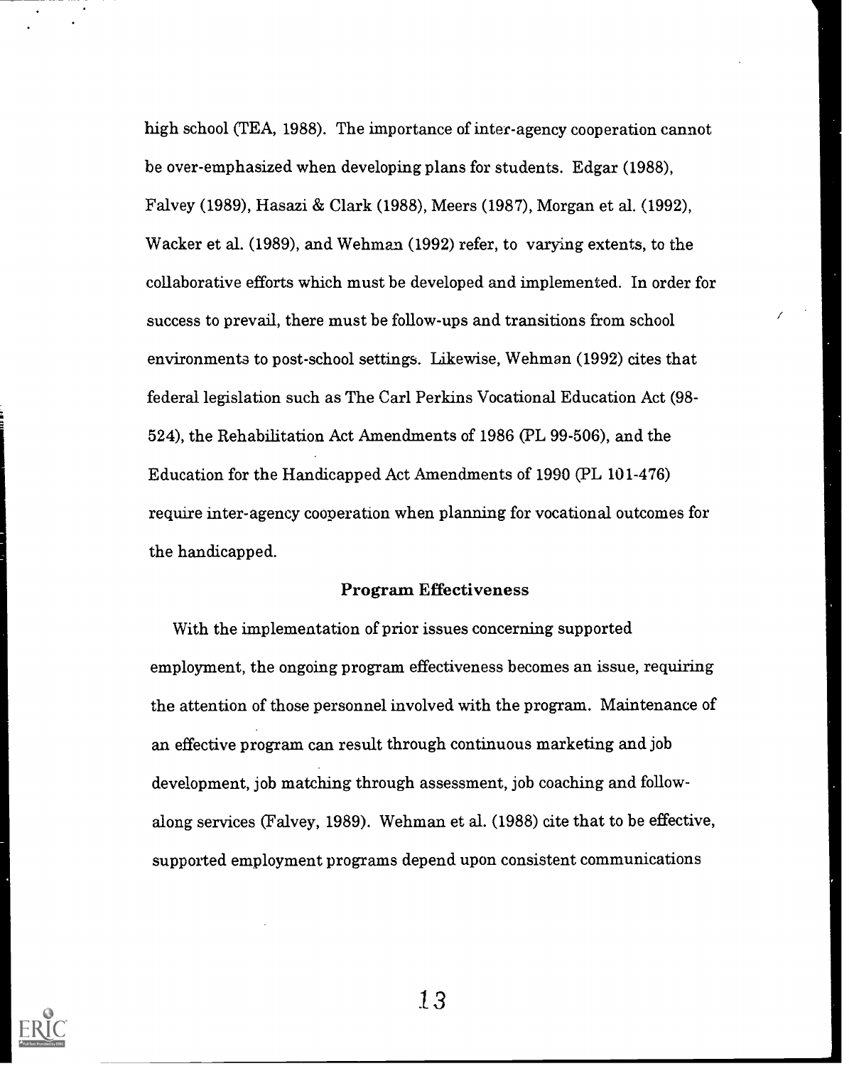high school (TEA, 1988). The importance of inter-agency cooperation cannot be over-emphasized when developing plans for students. Edgar (1988), Falvey (1989), Hasazi & Clark (1988), Meers (1987), Morgan et al. (1992), Wacker et al. (1989), and Wehman (1992) refer, to varying extents, to the collaborative efforts which must be developed and implemented. In order for success to prevail, there must be follow-ups and transitions from school environments to post-school settings. Likewise, Wehman (1992) cites that federal legislation such as The Carl Perkins Vocational Education Act (98-524), the Rehabilitation Act Amendments of 1986 (PL 99-506), and the Education for the Handicapped Act Amendments of 1990 (PL 101-476) require inter-agency cooperation when planning for vocational outcomes for the handicapped.

### Program Effectiveness

With the implementation of prior issues concerning supported employment, the ongoing program effectiveness becomes an issue, requiring the attention of those personnel involved with the program. Maintenance of an effective program can result through continuous marketing and job development, job matching through assessment, job coaching and follow-along services (Falvey, 1989). Wehman et al. (1988) cite that to be effective, supported employment programs depend upon consistent communications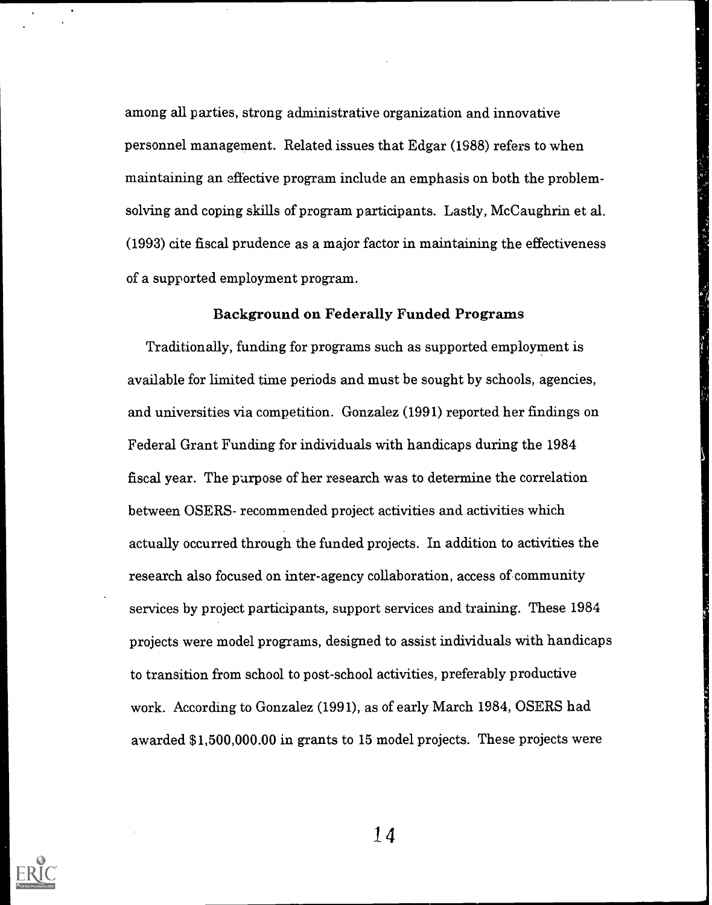among all parties, strong administrative organization and innovative personnel management. Related issues that Edgar (1988) refers to when maintaining an effective program include an emphasis on both the problem-solving and coping skills of program participants. Lastly, McCaughrin et al. (1993) cite fiscal prudence as a major factor in maintaining the effectiveness of a supported employment program.

## Background on Federally Funded Programs

Traditionally, funding for programs such as supported employment is available for limited time periods and must be sought by schools, agencies, and universities via competition. Gonzalez (1991) reported her findings on Federal Grant Funding for individuals with handicaps during the 1984 fiscal year. The purpose of her research was to determine the correlation between OSERS- recommended project activities and activities which actually occurred through the funded projects. In addition to activities the research also focused on inter-agency collaboration, access of community services by project participants, support services and training. These 1984 projects were model programs, designed to assist individuals with handicaps to transition from school to post-school activities, preferably productive work. According to Gonzalez (1991), as of early March 1984, OSERS had awarded $1,500,000.00 in grants to 15 model projects. These projects were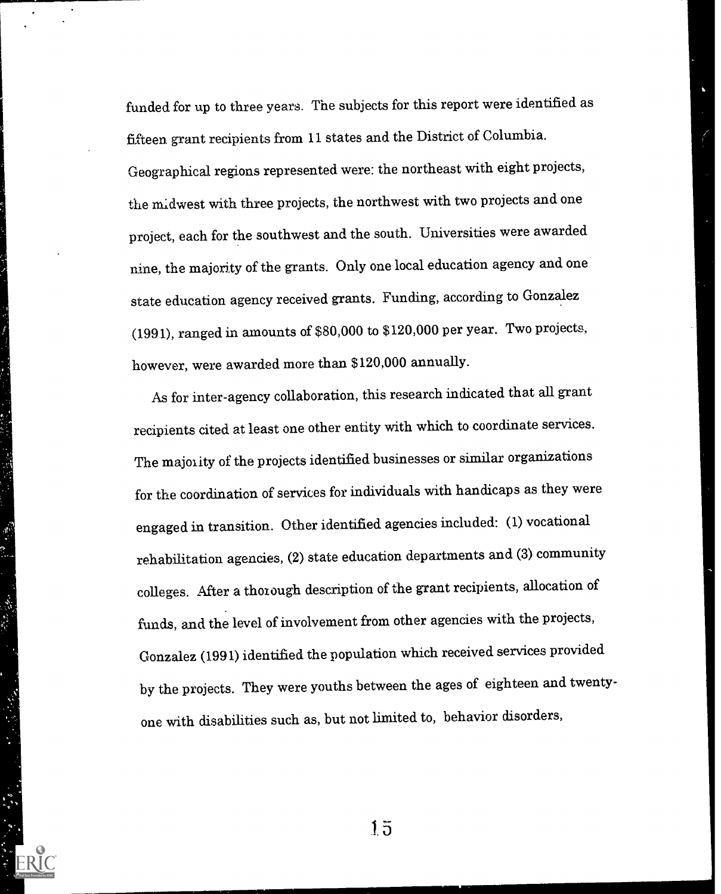funded for up to three years. The subjects for this report were identified as fifteen grant recipients from 11 states and the District of Columbia. Geographical regions represented were: the northeast with eight projects, the midwest with three projects, the northwest with two projects and one project, each for the southwest and the south. Universities were awarded nine, the majority of the grants. Only one local education agency and one state education agency received grants. Funding, according to Gonzalez (1991), ranged in amounts of $80,000 to $120,000 per year. Two projects, however, were awarded more than $120,000 annually.

As for inter-agency collaboration, this research indicated that all grant recipients cited at least one other entity with which to coordinate services. The majority of the projects identified businesses or similar organizations for the coordination of services for individuals with handicaps as they were engaged in transition. Other identified agencies included: (1) vocational rehabilitation agencies, (2) state education departments and (3) community colleges. After a thorough description of the grant recipients, allocation of funds, and the level of involvement from other agencies with the projects, Gonzalez (1991) identified the population which received services provided by the projects. They were youths between the ages of eighteen and twenty-one with disabilities such as, but not limited to, behavior disorders,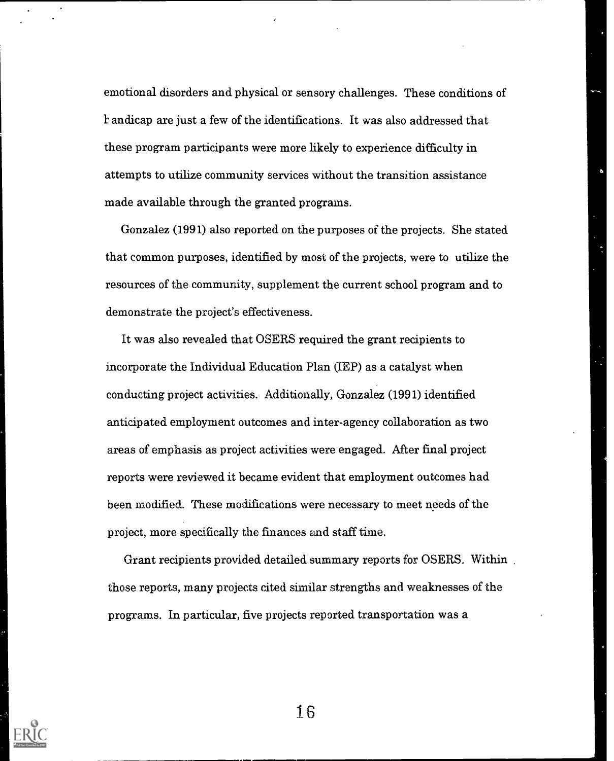emotional disorders and physical or sensory challenges. These conditions of handicap are just a few of the identifications. It was also addressed that these program participants were more likely to experience difficulty in attempts to utilize community services without the transition assistance made available through the granted programs.

Gonzalez (1991) also reported on the purposes of the projects. She stated that common purposes, identified by most of the projects, were to utilize the resources of the community, supplement the current school program and to demonstrate the project's effectiveness.

It was also revealed that OSERS required the grant recipients to incorporate the Individual Education Plan (IEP) as a catalyst when conducting project activities. Additionally, Gonzalez (1991) identified anticipated employment outcomes and inter-agency collaboration as two areas of emphasis as project activities were engaged. After final project reports were reviewed it became evident that employment outcomes had been modified. These modifications were necessary to meet needs of the project, more specifically the finances and staff time.

Grant recipients provided detailed summary reports for OSERS. Within those reports, many projects cited similar strengths and weaknesses of the programs. In particular, five projects reported transportation was a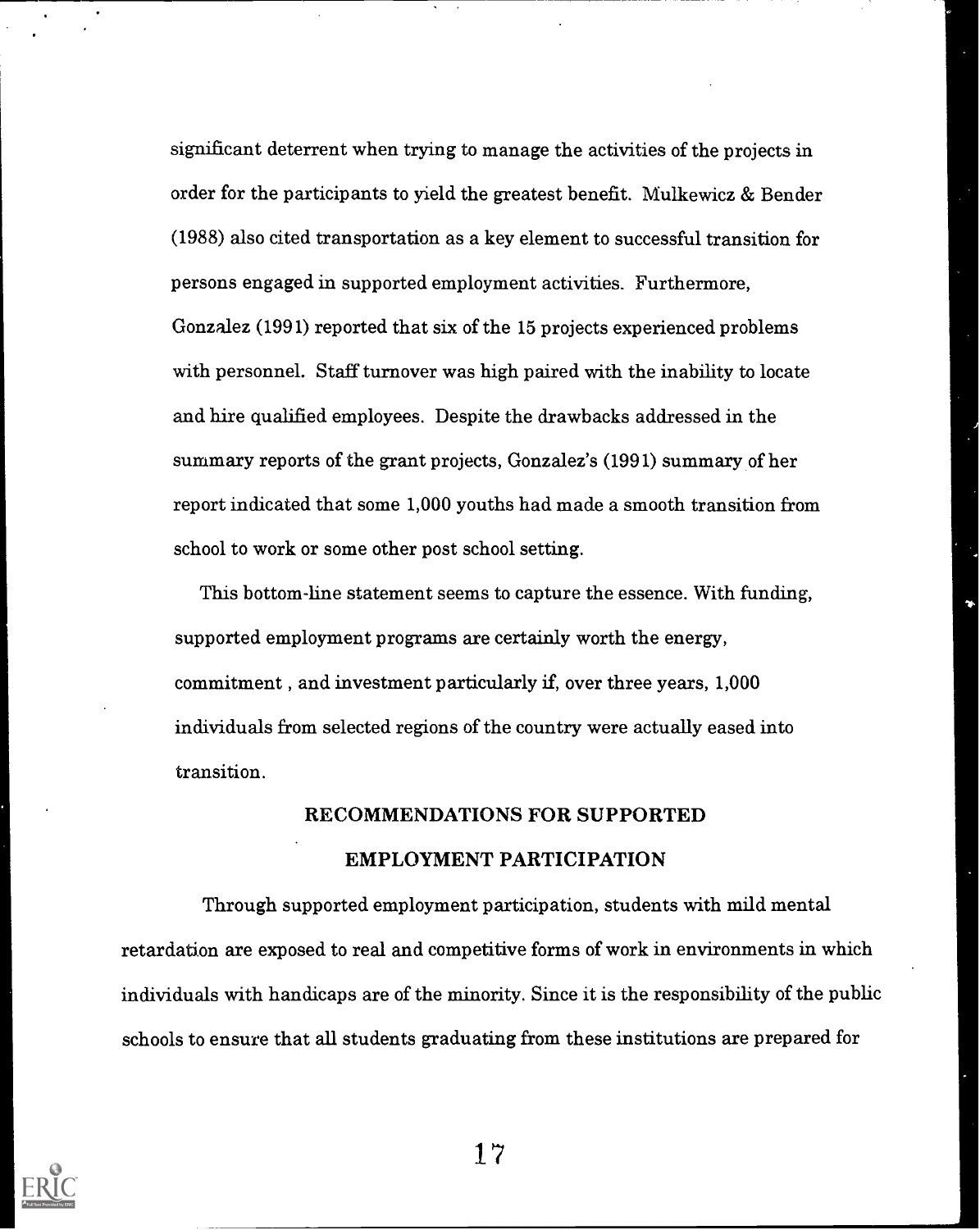significant deterrent when trying to manage the activities of the projects in order for the participants to yield the greatest benefit. Mulkewicz & Bender (1988) also cited transportation as a key element to successful transition for persons engaged in supported employment activities. Furthermore, Gonzalez (1991) reported that six of the 15 projects experienced problems with personnel. Staff turnover was high paired with the inability to locate and hire qualified employees. Despite the drawbacks addressed in the summary reports of the grant projects, Gonzalez's (1991) summary of her report indicated that some 1,000 youths had made a smooth transition from school to work or some other post school setting.

This bottom-line statement seems to capture the essence. With funding, supported employment programs are certainly worth the energy, commitment , and investment particularly if, over three years, 1,000 individuals from selected regions of the country were actually eased into transition.

## RECOMMENDATIONS FOR SUPPORTED EMPLOYMENT PARTICIPATION

Through supported employment participation, students with mild mental retardation are exposed to real and competitive forms of work in environments in which individuals with handicaps are of the minority. Since it is the responsibility of the public schools to ensure that all students graduating from these institutions are prepared for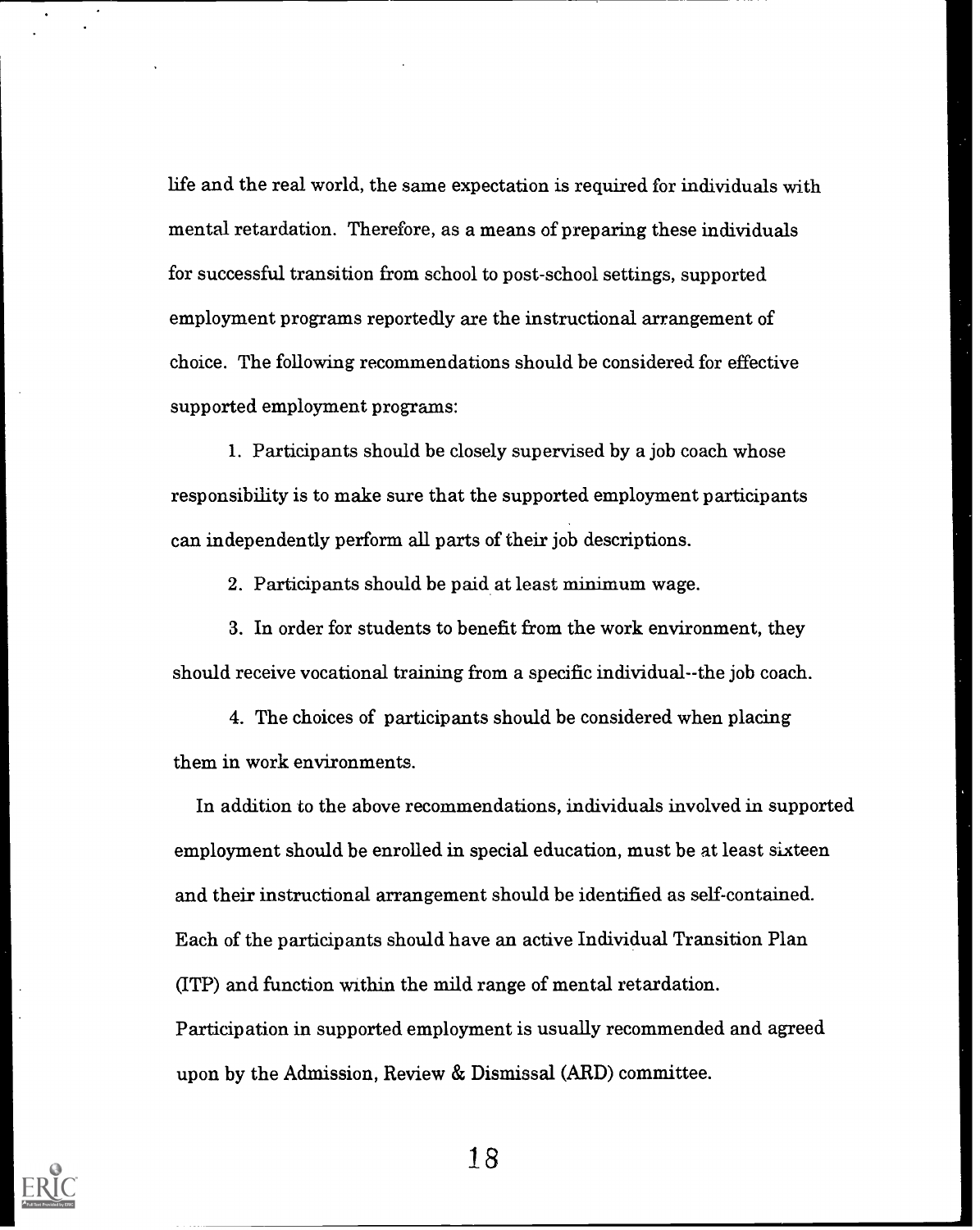life and the real world, the same expectation is required for individuals with mental retardation. Therefore, as a means of preparing these individuals for successful transition from school to post-school settings, supported employment programs reportedly are the instructional arrangement of choice. The following recommendations should be considered for effective supported employment programs:

1. Participants should be closely supervised by a job coach whose responsibility is to make sure that the supported employment participants can independently perform all parts of their job descriptions.

2. Participants should be paid at least minimum wage.

3. In order for students to benefit from the work environment, they should receive vocational training from a specific individual--the job coach.

4. The choices of participants should be considered when placing them in work environments.

In addition to the above recommendations, individuals involved in supported employment should be enrolled in special education, must be at least sixteen and their instructional arrangement should be identified as self-contained. Each of the participants should have an active Individual Transition Plan (ITP) and function within the mild range of mental retardation. Participation in supported employment is usually recommended and agreed upon by the Admission, Review & Dismissal (ARD) committee.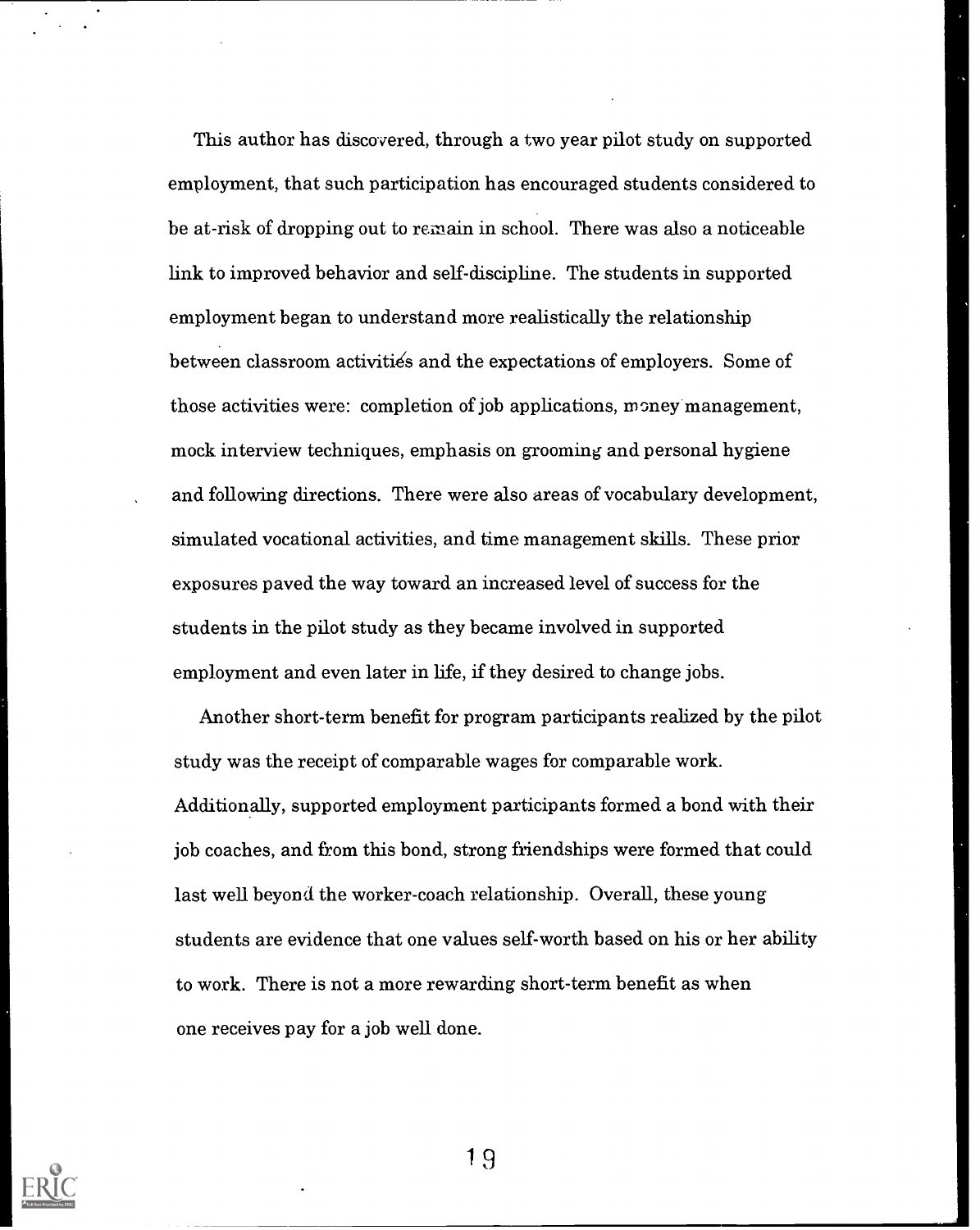This author has discovered, through a two year pilot study on supported employment, that such participation has encouraged students considered to be at-risk of dropping out to remain in school. There was also a noticeable link to improved behavior and self-discipline. The students in supported employment began to understand more realistically the relationship between classroom activities and the expectations of employers. Some of those activities were: completion of job applications, money management, mock interview techniques, emphasis on grooming and personal hygiene and following directions. There were also areas of vocabulary development, simulated vocational activities, and time management skills. These prior exposures paved the way toward an increased level of success for the students in the pilot study as they became involved in supported employment and even later in life, if they desired to change jobs.

Another short-term benefit for program participants realized by the pilot study was the receipt of comparable wages for comparable work. Additionally, supported employment participants formed a bond with their job coaches, and from this bond, strong friendships were formed that could last well beyond the worker-coach relationship. Overall, these young students are evidence that one values self-worth based on his or her ability to work. There is not a more rewarding short-term benefit as when one receives pay for a job well done.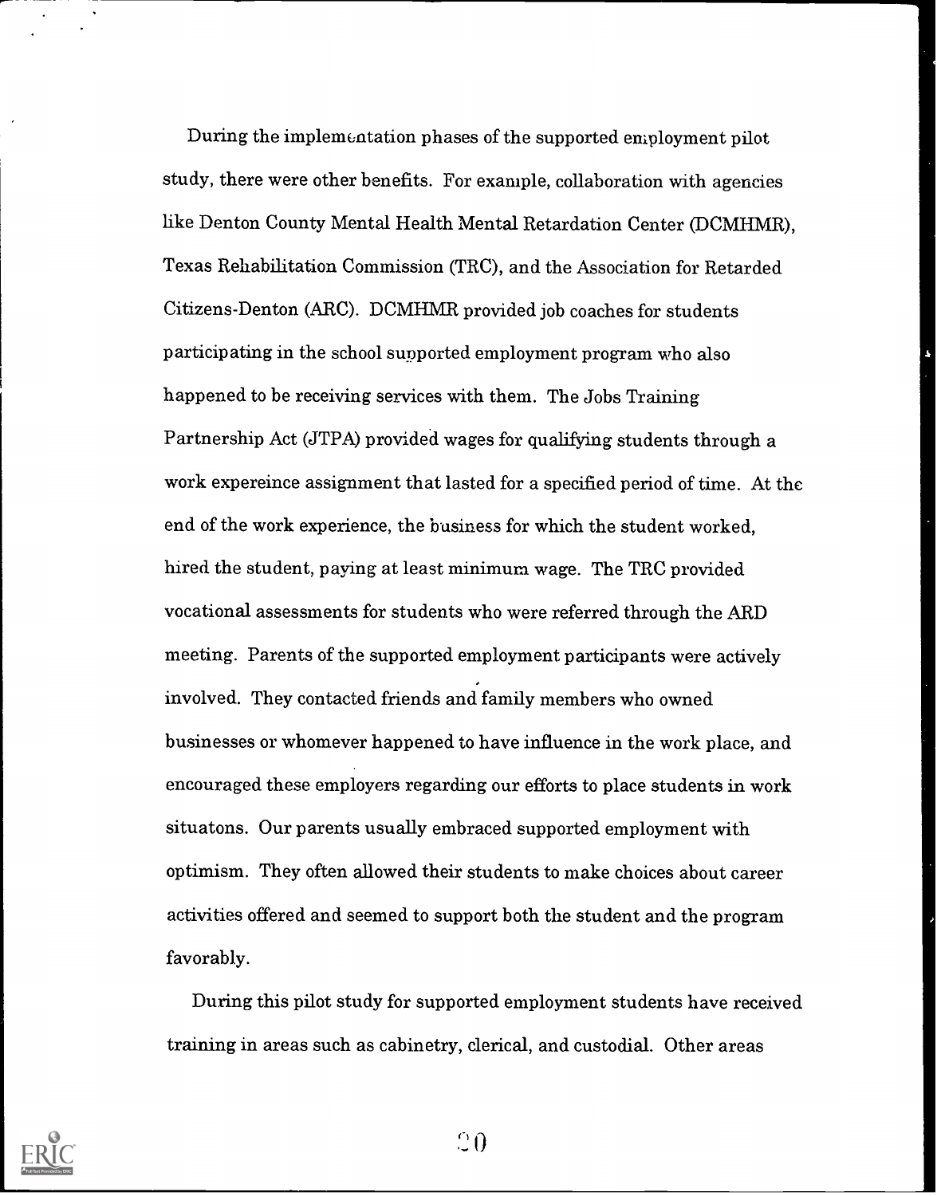During the implementation phases of the supported employment pilot study, there were other benefits. For example, collaboration with agencies like Denton County Mental Health Mental Retardation Center (DCMHMR), Texas Rehabilitation Commission (TRC), and the Association for Retarded Citizens-Denton (ARC). DCMHMR provided job coaches for students participating in the school supported employment program who also happened to be receiving services with them. The Jobs Training Partnership Act (JTPA) provided wages for qualifying students through a work expereince assignment that lasted for a specified period of time. At the end of the work experience, the business for which the student worked, hired the student, paying at least minimum wage. The TRC provided vocational assessments for students who were referred through the ARD meeting. Parents of the supported employment participants were actively involved. They contacted friends and family members who owned businesses or whomever happened to have influence in the work place, and encouraged these employers regarding our efforts to place students in work situatons. Our parents usually embraced supported employment with optimism. They often allowed their students to make choices about career activities offered and seemed to support both the student and the program favorably.

During this pilot study for supported employment students have received training in areas such as cabinetry, clerical, and custodial. Other areas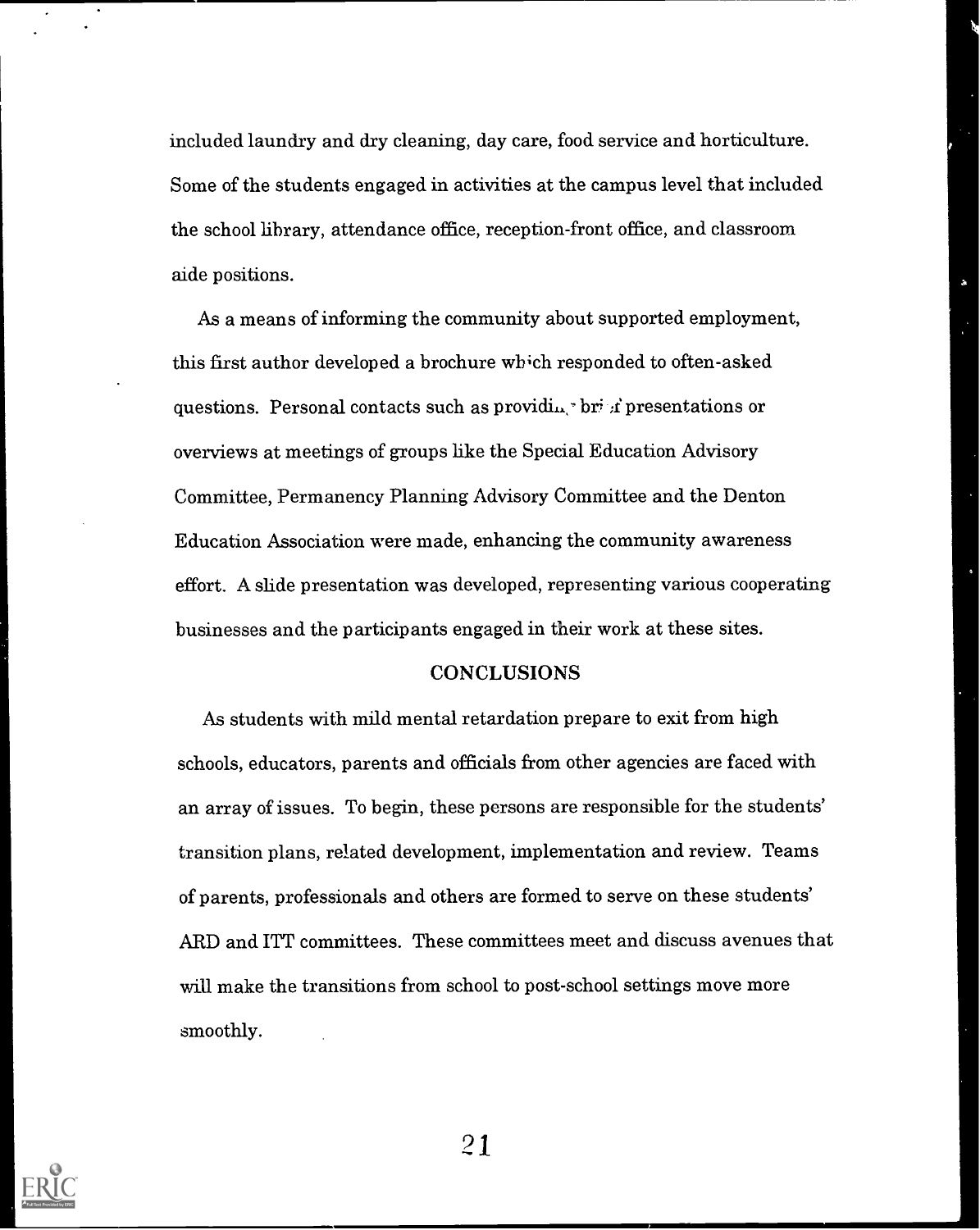included laundry and dry cleaning, day care, food service and horticulture. Some of the students engaged in activities at the campus level that included the school library, attendance office, reception-front office, and classroom aide positions.

As a means of informing the community about supported employment, this first author developed a brochure which responded to often-asked questions. Personal contacts such as providing brief presentations or overviews at meetings of groups like the Special Education Advisory Committee, Permanency Planning Advisory Committee and the Denton Education Association were made, enhancing the community awareness effort. A slide presentation was developed, representing various cooperating businesses and the participants engaged in their work at these sites.

## CONCLUSIONS

As students with mild mental retardation prepare to exit from high schools, educators, parents and officials from other agencies are faced with an array of issues. To begin, these persons are responsible for the students' transition plans, related development, implementation and review. Teams of parents, professionals and others are formed to serve on these students' ARD and ITT committees. These committees meet and discuss avenues that will make the transitions from school to post-school settings move more smoothly.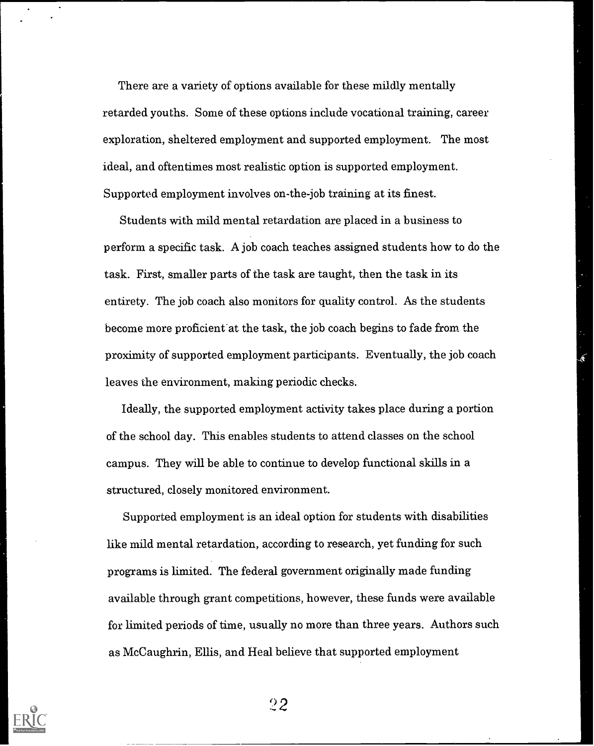There are a variety of options available for these mildly mentally retarded youths. Some of these options include vocational training, career exploration, sheltered employment and supported employment. The most ideal, and oftentimes most realistic option is supported employment. Supported employment involves on-the-job training at its finest.

Students with mild mental retardation are placed in a business to perform a specific task. A job coach teaches assigned students how to do the task. First, smaller parts of the task are taught, then the task in its entirety. The job coach also monitors for quality control. As the students become more proficient at the task, the job coach begins to fade from the proximity of supported employment participants. Eventually, the job coach leaves the environment, making periodic checks.

Ideally, the supported employment activity takes place during a portion of the school day. This enables students to attend classes on the school campus. They will be able to continue to develop functional skills in a structured, closely monitored environment.

Supported employment is an ideal option for students with disabilities like mild mental retardation, according to research, yet funding for such programs is limited. The federal government originally made funding available through grant competitions, however, these funds were available for limited periods of time, usually no more than three years. Authors such as McCaughrin, Ellis, and Heal believe that supported employment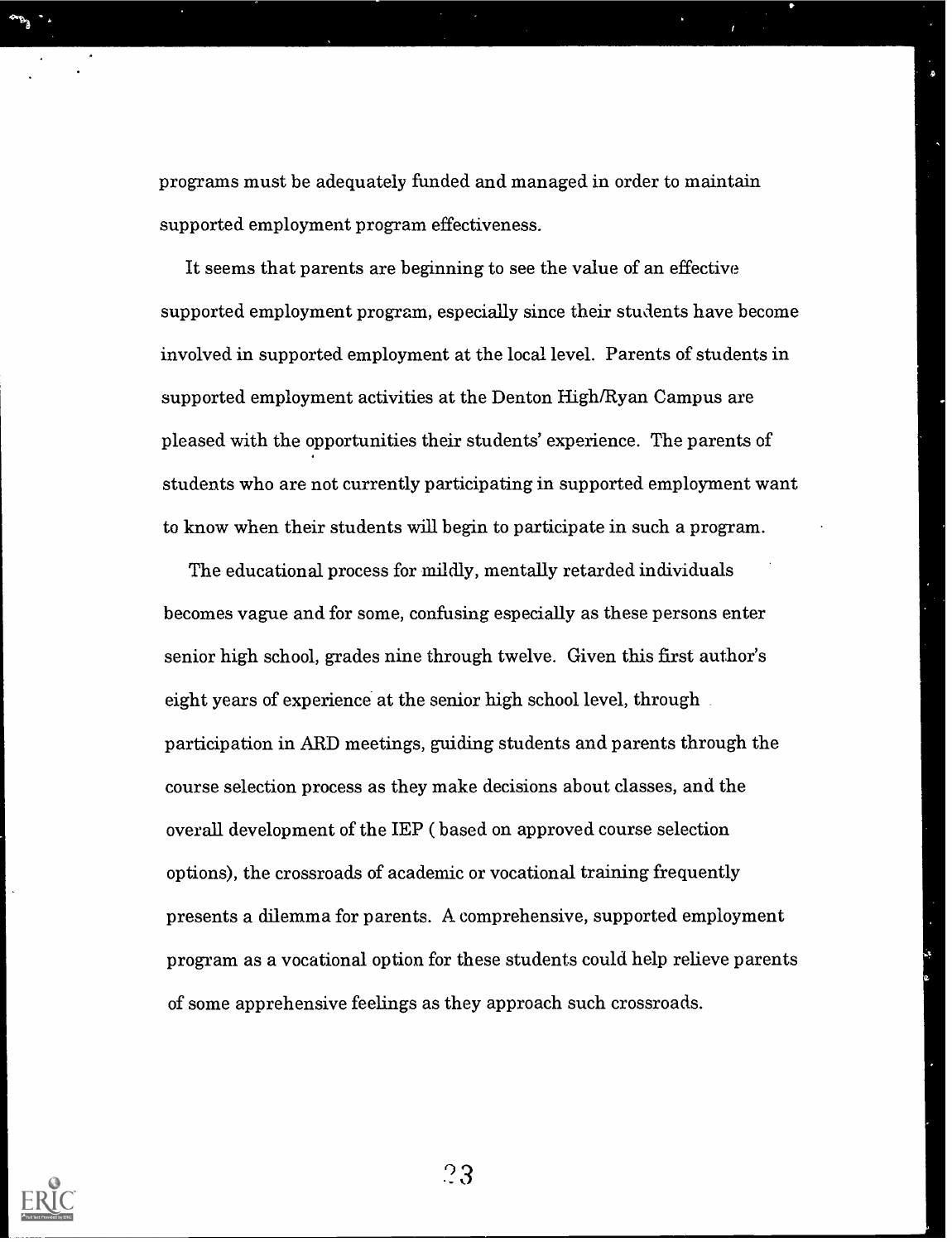programs must be adequately funded and managed in order to maintain supported employment program effectiveness.

It seems that parents are beginning to see the value of an effective supported employment program, especially since their students have become involved in supported employment at the local level. Parents of students in supported employment activities at the Denton High/Ryan Campus are pleased with the opportunities their students' experience. The parents of students who are not currently participating in supported employment want to know when their students will begin to participate in such a program.

The educational process for mildly, mentally retarded individuals becomes vague and for some, confusing especially as these persons enter senior high school, grades nine through twelve. Given this first author's eight years of experience at the senior high school level, through participation in ARD meetings, guiding students and parents through the course selection process as they make decisions about classes, and the overall development of the IEP ( based on approved course selection options), the crossroads of academic or vocational training frequently presents a dilemma for parents. A comprehensive, supported employment program as a vocational option for these students could help relieve parents of some apprehensive feelings as they approach such crossroads.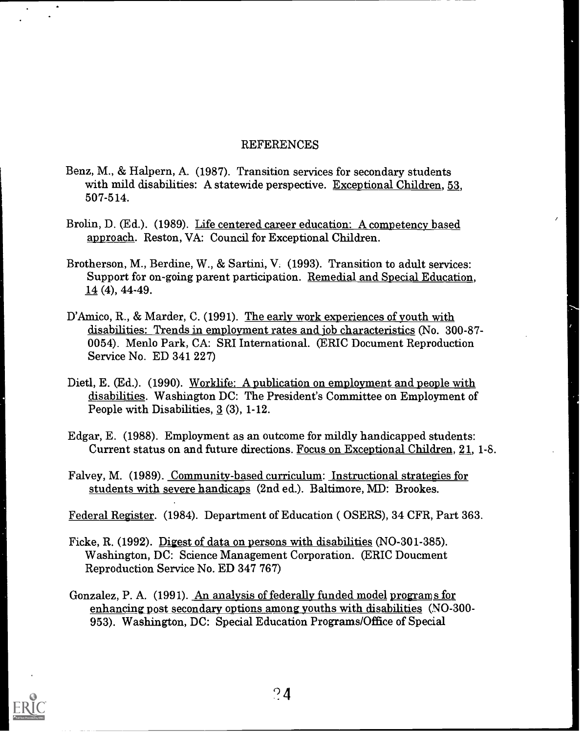## REFERENCES

Benz, M., & Halpern, A. (1987). Transition services for secondary students with mild disabilities: A statewide perspective. Exceptional Children, 53, 507-514.

Brolin, D. (Ed.). (1989). Life centered career education: A competency based approach. Reston, VA: Council for Exceptional Children.

Brotherson, M., Berdine, W., & Sartini, V. (1993). Transition to adult services: Support for on-going parent participation. Remedial and Special Education, 14 (4), 44-49.

D'Amico, R., & Marder, C. (1991). The early work experiences of youth with disabilities: Trends in employment rates and job characteristics (No. 300-87-0054). Menlo Park, CA: SRI International. (ERIC Document Reproduction Service No. ED 341 227)

Dietl, E. (Ed.). (1990). Worklife: A publication on employment and people with disabilities. Washington DC: The President's Committee on Employment of People with Disabilities, 3 (3), 1-12.

Edgar, E. (1988). Employment as an outcome for mildly handicapped students: Current status on and future directions. Focus on Exceptional Children, 21, 1-8.

Falvey, M. (1989). Community-based curriculum: Instructional strategies for students with severe handicaps (2nd ed.). Baltimore, MD: Brookes.

Federal Register. (1984). Department of Education ( OSERS), 34 CFR, Part 363.

Ficke, R. (1992). Digest of data on persons with disabilities (NO-301-385). Washington, DC: Science Management Corporation. (ERIC Doucment Reproduction Service No. ED 347 767)

Gonzalez, P. A. (1991). An analysis of federally funded model programs for enhancing post secondary options among youths with disabilities (NO-300-953). Washington, DC: Special Education Programs/Office of Special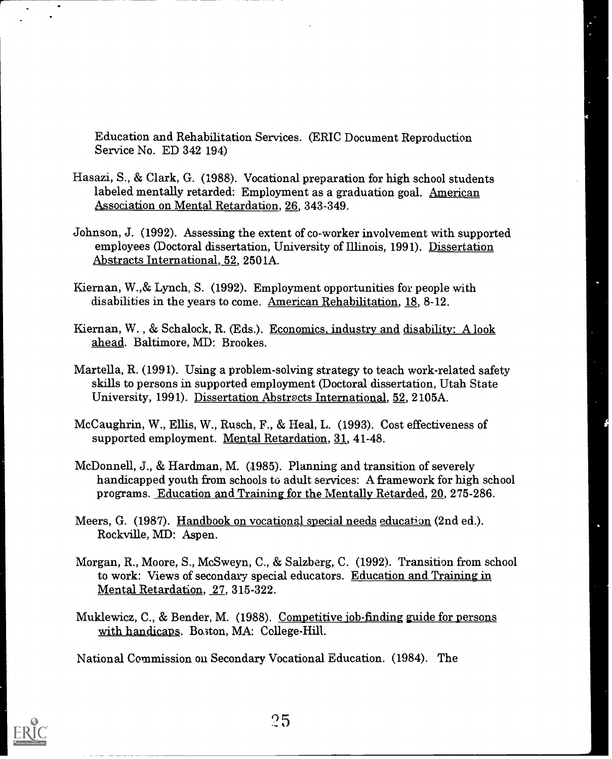Education and Rehabilitation Services. (ERIC Document Reproduction Service No. ED 342 194)

Hasazi, S., & Clark, G. (1988). Vocational preparation for high school students labeled mentally retarded: Employment as a graduation goal. American Association on Mental Retardation, 26, 343-349.

Johnson, J. (1992). Assessing the extent of co-worker involvement with supported employees (Doctoral dissertation, University of Illinois, 1991). Dissertation Abstracts International, 52, 2501A.

Kiernan, W.,& Lynch, S. (1992). Employment opportunities for people with disabilities in the years to come. American Rehabilitation, 18, 8-12.

Kiernan, W. , & Schalock, R. (Eds.). Economics, industry and disability: A look ahead. Baltimore, MD: Brookes.

Martella, R. (1991). Using a problem-solving strategy to teach work-related safety skills to persons in supported employment (Doctoral dissertation, Utah State University, 1991). Dissertation Abstracts International, 52, 2105A.

McCaughrin, W., Ellis, W., Rusch, F., & Heal, L. (1993). Cost effectiveness of supported employment. Mental Retardation, 31, 41-48.

McDonnell, J., & Hardman, M. (1985). Planning and transition of severely handicapped youth from schools to adult services: A framework for high school programs. Education and Training for the Mentally Retarded, 20, 275-286.

Meers, G. (1987). Handbook on vocational special needs education (2nd ed.). Rockville, MD: Aspen.

Morgan, R., Moore, S., McSweyn, C., & Salzberg, C. (1992). Transition from school to work: Views of secondary special educators. Education and Training in Mental Retardation, 27, 315-322.

Muklewicz, C., & Bender, M. (1988). Competitive job-finding guide for persons with handicaps. Boston, MA: College-Hill.

National Commission on Secondary Vocational Education. (1984). The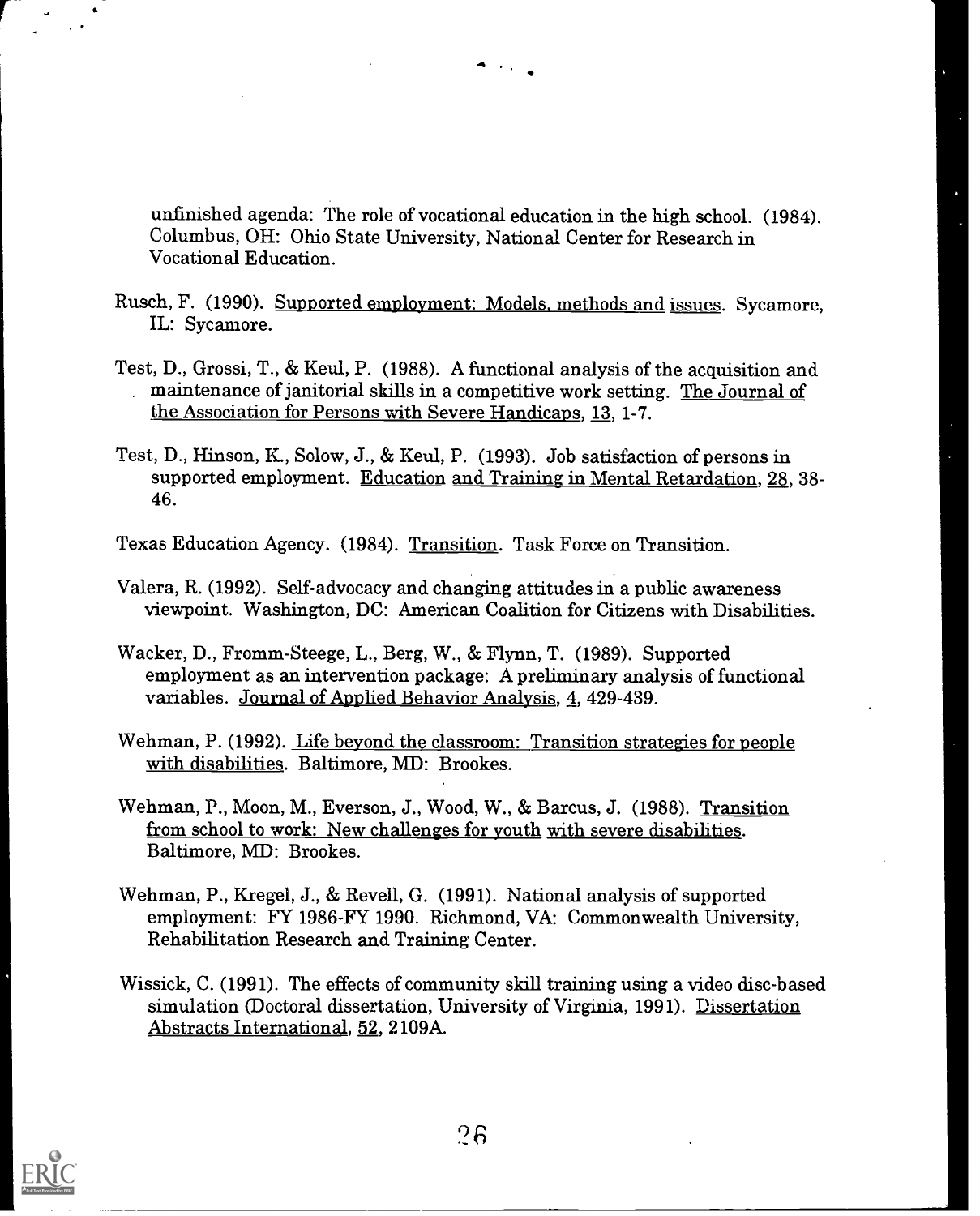unfinished agenda: The role of vocational education in the high school. (1984). Columbus, OH: Ohio State University, National Center for Research in Vocational Education.

Rusch, F. (1990). Supported employment: Models, methods and issues. Sycamore, IL: Sycamore.

Test, D., Grossi, T., & Keul, P. (1988). A functional analysis of the acquisition and maintenance of janitorial skills in a competitive work setting. The Journal of the Association for Persons with Severe Handicaps, 13, 1-7.

Test, D., Hinson, K., Solow, J., & Keul, P. (1993). Job satisfaction of persons in supported employment. Education and Training in Mental Retardation, 28, 38-46.

Texas Education Agency. (1984). Transition. Task Force on Transition.

Valera, R. (1992). Self-advocacy and changing attitudes in a public awareness viewpoint. Washington, DC: American Coalition for Citizens with Disabilities.

Wacker, D., Fromm-Steege, L., Berg, W., & Flynn, T. (1989). Supported employment as an intervention package: A preliminary analysis of functional variables. Journal of Applied Behavior Analysis, 4, 429-439.

Wehman, P. (1992). Life beyond the classroom: Transition strategies for people with disabilities. Baltimore, MD: Brookes.

Wehman, P., Moon, M., Everson, J., Wood, W., & Barcus, J. (1988). Transition from school to work: New challenges for youth with severe disabilities. Baltimore, MD: Brookes.

Wehman, P., Kregel, J., & Revell, G. (1991). National analysis of supported employment: FY 1986-FY 1990. Richmond, VA: Commonwealth University, Rehabilitation Research and Training Center.

Wissick, C. (1991). The effects of community skill training using a video disc-based simulation (Doctoral dissertation, University of Virginia, 1991). Dissertation Abstracts International, 52, 2109A.